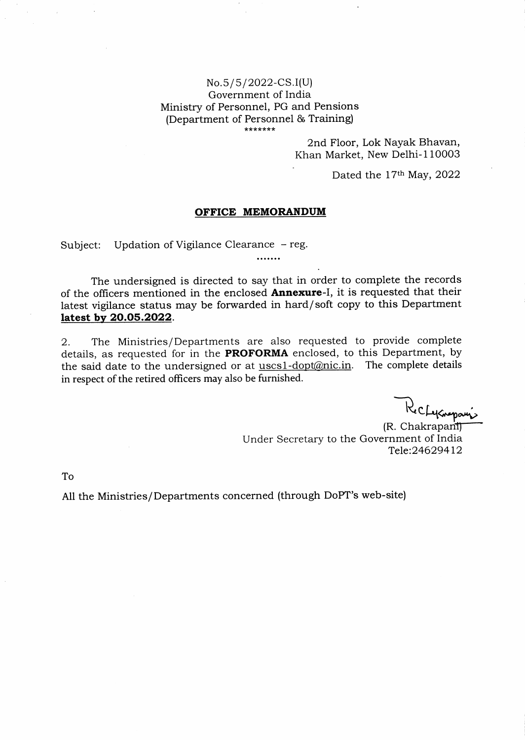No.5/5/2022-CS.I(U)
Government of India
Ministry of Personnel, PG and Pensions
(Department of Personnel & Training)
*******

2nd Floor, Lok Nayak Bhavan,
Khan Market, New Delhi-110003

Dated the 17th May, 2022

## OFFICE MEMORANDUM

Subject: Updation of Vigilance Clearance – reg.

.......

The undersigned is directed to say that in order to complete the records of the officers mentioned in the enclosed **Annexure**-I, it is requested that their latest vigilance status may be forwarded in hard/soft copy to this Department **latest by 20.05.2022**.

2. The Ministries/Departments are also requested to provide complete details, as requested for in the **PROFORMA** enclosed, to this Department, by the said date to the undersigned or at uscs1-dopt@nic.in. The complete details in respect of the retired officers may also be furnished.

(R. Chakrapani)
Under Secretary to the Government of India
Tele:24629412

To

All the Ministries/Departments concerned (through DoPT's web-site)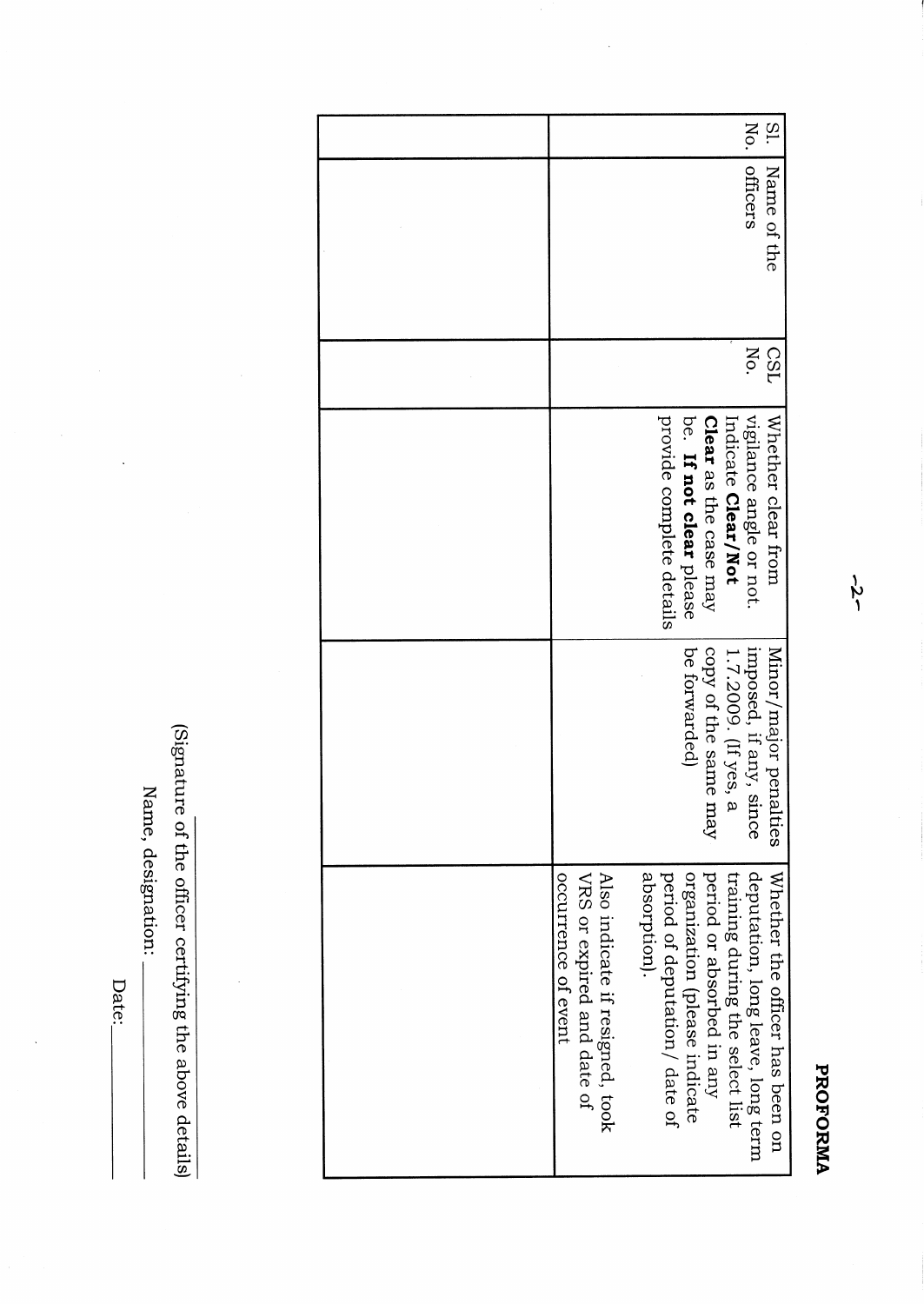# PROFORMA

| Sl. No. | Name of the officers | CSL No. | Whether clear from vigilance angle or not. Indicate **Clear/Not Clear** as the case may be. **If not clear** please provide complete details | Minor/major penalties imposed, if any, since 1.7.2009. (If yes, a copy of the same may be forwarded) | Whether the officer has been on deputation, long leave, long term training during the select list period or absorbed in any organization (please indicate period of deputation/ date of absorption).<br><br>Also indicate if resigned, took VRS or expired and date of occurrence of event |
|---|---|---|---|---|---|
| | | | | | |

\_\_\_\_\_\_\_\_\_\_\_\_\_\_\_\_\_\_\_\_\_\_\_\_

(Signature of the officer certifying the above details)

Name, designation: \_\_\_\_\_\_\_\_\_\_

Date: \_\_\_\_\_\_\_\_\_\_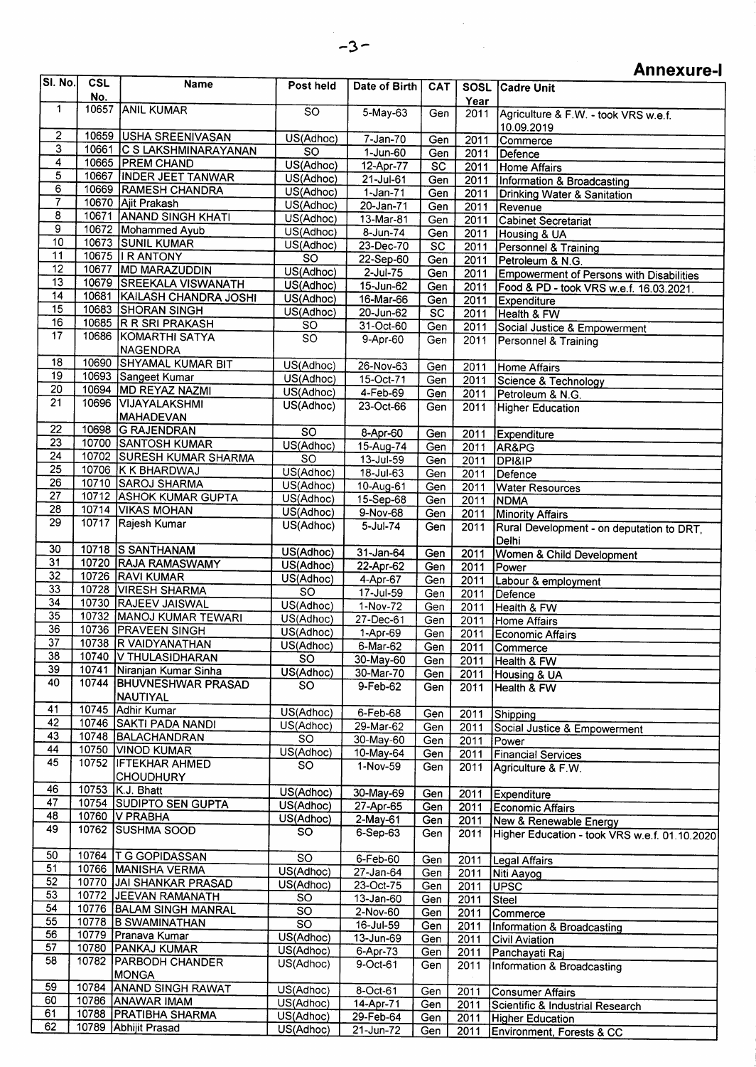## Annexure-I

| Sl. No. | CSL No. | Name | Post held | Date of Birth | CAT | SOSL Year | Cadre Unit |
|---|---|---|---|---|---|---|---|
| 1 | 10657 | ANIL KUMAR | SO | 5-May-63 | Gen | 2011 | Agriculture & F.W. - took VRS w.e.f. 10.09.2019 |
| 2 | 10659 | USHA SREENIVASAN | US(Adhoc) | 7-Jan-70 | Gen | 2011 | Commerce |
| 3 | 10661 | C S LAKSHMINARAYANAN | SO | 1-Jun-60 | Gen | 2011 | Defence |
| 4 | 10665 | PREM CHAND | US(Adhoc) | 12-Apr-77 | SC | 2011 | Home Affairs |
| 5 | 10667 | INDER JEET TANWAR | US(Adhoc) | 21-Jul-61 | Gen | 2011 | Information & Broadcasting |
| 6 | 10669 | RAMESH CHANDRA | US(Adhoc) | 1-Jan-71 | Gen | 2011 | Drinking Water & Sanitation |
| 7 | 10670 | Ajit Prakash | US(Adhoc) | 20-Jan-71 | Gen | 2011 | Revenue |
| 8 | 10671 | ANAND SINGH KHATI | US(Adhoc) | 13-Mar-81 | Gen | 2011 | Cabinet Secretariat |
| 9 | 10672 | Mohammed Ayub | US(Adhoc) | 8-Jun-74 | Gen | 2011 | Housing & UA |
| 10 | 10673 | SUNIL KUMAR | US(Adhoc) | 23-Dec-70 | SC | 2011 | Personnel & Training |
| 11 | 10675 | I R ANTONY | SO | 22-Sep-60 | Gen | 2011 | Petroleum & N.G. |
| 12 | 10677 | MD MARAZUDDIN | US(Adhoc) | 2-Jul-75 | Gen | 2011 | Empowerment of Persons with Disabilities |
| 13 | 10679 | SREEKALA VISWANATH | US(Adhoc) | 15-Jun-62 | Gen | 2011 | Food & PD - took VRS w.e.f. 16.03.2021. |
| 14 | 10681 | KAILASH CHANDRA JOSHI | US(Adhoc) | 16-Mar-66 | Gen | 2011 | Expenditure |
| 15 | 10683 | SHORAN SINGH | US(Adhoc) | 20-Jun-62 | SC | 2011 | Health & FW |
| 16 | 10685 | R R SRI PRAKASH | SO | 31-Oct-60 | Gen | 2011 | Social Justice & Empowerment |
| 17 | 10686 | KOMARTHI SATYA NAGENDRA | SO | 9-Apr-60 | Gen | 2011 | Personnel & Training |
| 18 | 10690 | SHYAMAL KUMAR BIT | US(Adhoc) | 26-Nov-63 | Gen | 2011 | Home Affairs |
| 19 | 10693 | Sangeet Kumar | US(Adhoc) | 15-Oct-71 | Gen | 2011 | Science & Technology |
| 20 | 10694 | MD REYAZ NAZMI | US(Adhoc) | 4-Feb-69 | Gen | 2011 | Petroleum & N.G. |
| 21 | 10696 | VIJAYALAKSHMI MAHADEVAN | US(Adhoc) | 23-Oct-66 | Gen | 2011 | Higher Education |
| 22 | 10698 | G RAJENDRAN | SO | 8-Apr-60 | Gen | 2011 | Expenditure |
| 23 | 10700 | SANTOSH KUMAR | US(Adhoc) | 15-Aug-74 | Gen | 2011 | AR&PG |
| 24 | 10702 | SURESH KUMAR SHARMA | SO | 13-Jul-59 | Gen | 2011 | DPI&IP |
| 25 | 10706 | K K BHARDWAJ | US(Adhoc) | 18-Jul-63 | Gen | 2011 | Defence |
| 26 | 10710 | SAROJ SHARMA | US(Adhoc) | 10-Aug-61 | Gen | 2011 | Water Resources |
| 27 | 10712 | ASHOK KUMAR GUPTA | US(Adhoc) | 15-Sep-68 | Gen | 2011 | NDMA |
| 28 | 10714 | VIKAS MOHAN | US(Adhoc) | 9-Nov-68 | Gen | 2011 | Minority Affairs |
| 29 | 10717 | Rajesh Kumar | US(Adhoc) | 5-Jul-74 | Gen | 2011 | Rural Development - on deputation to DRT, Delhi |
| 30 | 10718 | S SANTHANAM | US(Adhoc) | 31-Jan-64 | Gen | 2011 | Women & Child Development |
| 31 | 10720 | RAJA RAMASWAMY | US(Adhoc) | 22-Apr-62 | Gen | 2011 | Power |
| 32 | 10726 | RAVI KUMAR | US(Adhoc) | 4-Apr-67 | Gen | 2011 | Labour & employment |
| 33 | 10728 | VIRESH SHARMA | SO | 17-Jul-59 | Gen | 2011 | Defence |
| 34 | 10730 | RAJEEV JAISWAL | US(Adhoc) | 1-Nov-72 | Gen | 2011 | Health & FW |
| 35 | 10732 | MANOJ KUMAR TEWARI | US(Adhoc) | 27-Dec-61 | Gen | 2011 | Home Affairs |
| 36 | 10736 | PRAVEEN SINGH | US(Adhoc) | 1-Apr-69 | Gen | 2011 | Economic Affairs |
| 37 | 10738 | R VAIDYANATHAN | US(Adhoc) | 6-Mar-62 | Gen | 2011 | Commerce |
| 38 | 10740 | V THULASIDHARAN | SO | 30-May-60 | Gen | 2011 | Health & FW |
| 39 | 10741 | Niranjan Kumar Sinha | US(Adhoc) | 30-Mar-70 | Gen | 2011 | Housing & UA |
| 40 | 10744 | BHUVNESHWAR PRASAD NAUTIYAL | SO | 9-Feb-62 | Gen | 2011 | Health & FW |
| 41 | 10745 | Adhir Kumar | US(Adhoc) | 6-Feb-68 | Gen | 2011 | Shipping |
| 42 | 10746 | SAKTI PADA NANDI | US(Adhoc) | 29-Mar-62 | Gen | 2011 | Social Justice & Empowerment |
| 43 | 10748 | BALACHANDRAN | SO | 30-May-60 | Gen | 2011 | Power |
| 44 | 10750 | VINOD KUMAR | US(Adhoc) | 10-May-64 | Gen | 2011 | Financial Services |
| 45 | 10752 | IFTEKHAR AHMED CHOUDHURY | SO | 1-Nov-59 | Gen | 2011 | Agriculture & F.W. |
| 46 | 10753 | K.J. Bhatt | US(Adhoc) | 30-May-69 | Gen | 2011 | Expenditure |
| 47 | 10754 | SUDIPTO SEN GUPTA | US(Adhoc) | 27-Apr-65 | Gen | 2011 | Economic Affairs |
| 48 | 10760 | V PRABHA | US(Adhoc) | 2-May-61 | Gen | 2011 | New & Renewable Energy |
| 49 | 10762 | SUSHMA SOOD | SO | 6-Sep-63 | Gen | 2011 | Higher Education - took VRS w.e.f. 01.10.2020 |
| 50 | 10764 | T G GOPIDASSAN | SO | 6-Feb-60 | Gen | 2011 | Legal Affairs |
| 51 | 10766 | MANISHA VERMA | US(Adhoc) | 27-Jan-64 | Gen | 2011 | Niti Aayog |
| 52 | 10770 | JAI SHANKAR PRASAD | US(Adhoc) | 23-Oct-75 | Gen | 2011 | UPSC |
| 53 | 10772 | JEEVAN RAMANATH | SO | 13-Jan-60 | Gen | 2011 | Steel |
| 54 | 10776 | BALAM SINGH MANRAL | SO | 2-Nov-60 | Gen | 2011 | Commerce |
| 55 | 10778 | B SWAMINATHAN | SO | 16-Jul-59 | Gen | 2011 | Information & Broadcasting |
| 56 | 10779 | Pranava Kumar | US(Adhoc) | 13-Jun-69 | Gen | 2011 | Civil Aviation |
| 57 | 10780 | PANKAJ KUMAR | US(Adhoc) | 6-Apr-73 | Gen | 2011 | Panchayati Raj |
| 58 | 10782 | PARBODH CHANDER MONGA | US(Adhoc) | 9-Oct-61 | Gen | 2011 | Information & Broadcasting |
| 59 | 10784 | ANAND SINGH RAWAT | US(Adhoc) | 8-Oct-61 | Gen | 2011 | Consumer Affairs |
| 60 | 10786 | ANAWAR IMAM | US(Adhoc) | 14-Apr-71 | Gen | 2011 | Scientific & Industrial Research |
| 61 | 10788 | PRATIBHA SHARMA | US(Adhoc) | 29-Feb-64 | Gen | 2011 | Higher Education |
| 62 | 10789 | Abhijit Prasad | US(Adhoc) | 21-Jun-72 | Gen | 2011 | Environment, Forests & CC |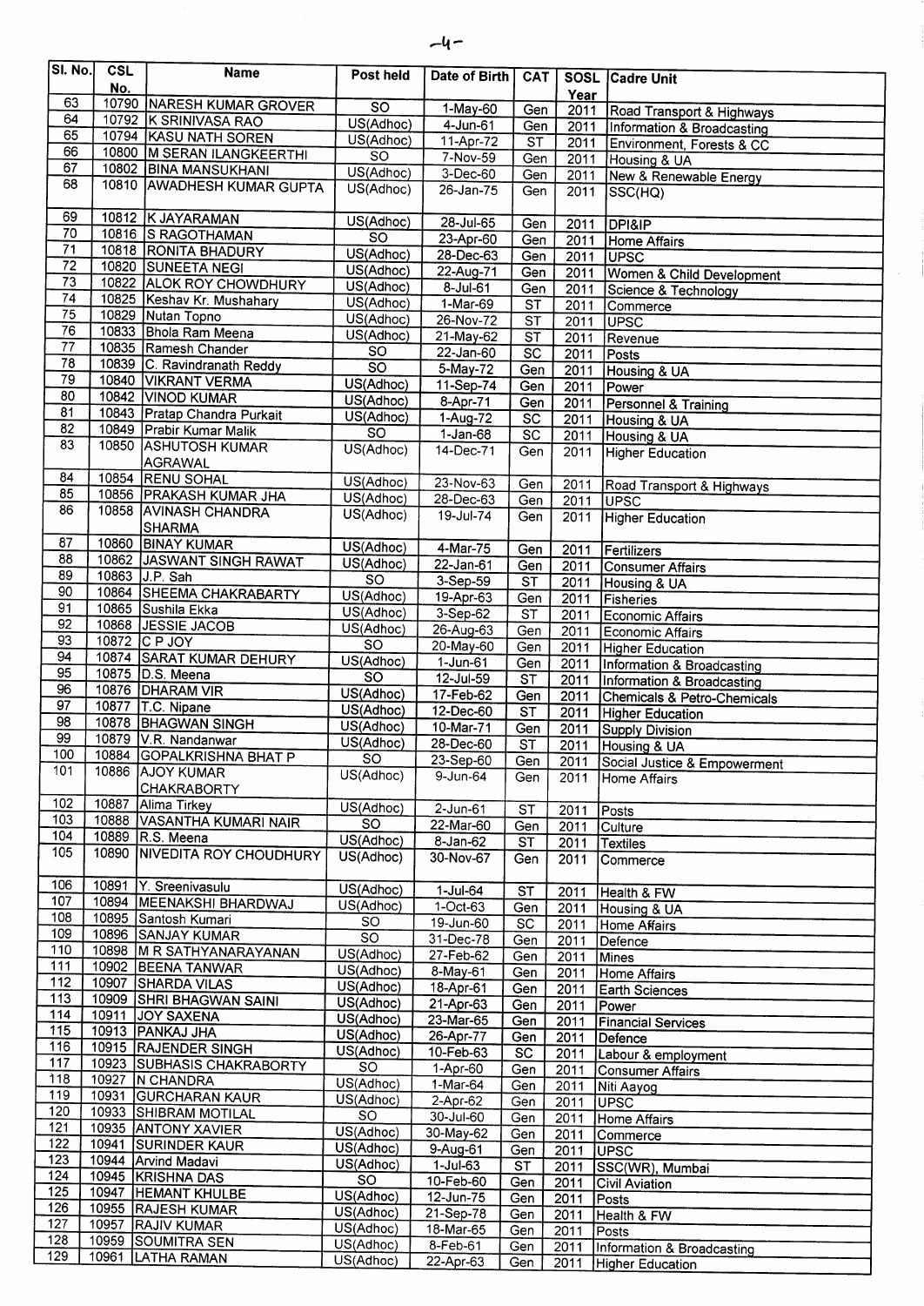| Sl. No. | CSL No. | Name | Post held | Date of Birth | CAT | SOSL Year | Cadre Unit |
|---|---|---|---|---|---|---|---|
| 63 | 10790 | NARESH KUMAR GROVER | SO | 1-May-60 | Gen | 2011 | Road Transport & Highways |
| 64 | 10792 | K SRINIVASA RAO | US(Adhoc) | 4-Jun-61 | Gen | 2011 | Information & Broadcasting |
| 65 | 10794 | KASU NATH SOREN | US(Adhoc) | 11-Apr-72 | ST | 2011 | Environment, Forests & CC |
| 66 | 10800 | M SERAN ILANGKEERTHI | SO | 7-Nov-59 | Gen | 2011 | Housing & UA |
| 67 | 10802 | BINA MANSUKHANI | US(Adhoc) | 3-Dec-60 | Gen | 2011 | New & Renewable Energy |
| 68 | 10810 | AWADHESH KUMAR GUPTA | US(Adhoc) | 26-Jan-75 | Gen | 2011 | SSC(HQ) |
| 69 | 10812 | K JAYARAMAN | US(Adhoc) | 28-Jul-65 | Gen | 2011 | DPI&IP |
| 70 | 10816 | S RAGOTHAMAN | SO | 23-Apr-60 | Gen | 2011 | Home Affairs |
| 71 | 10818 | RONITA BHADURY | US(Adhoc) | 28-Dec-63 | Gen | 2011 | UPSC |
| 72 | 10820 | SUNEETA NEGI | US(Adhoc) | 22-Aug-71 | Gen | 2011 | Women & Child Development |
| 73 | 10822 | ALOK ROY CHOWDHURY | US(Adhoc) | 8-Jul-61 | Gen | 2011 | Science & Technology |
| 74 | 10825 | Keshav Kr. Mushahary | US(Adhoc) | 1-Mar-69 | ST | 2011 | Commerce |
| 75 | 10829 | Nutan Topno | US(Adhoc) | 26-Nov-72 | ST | 2011 | UPSC |
| 76 | 10833 | Bhola Ram Meena | US(Adhoc) | 21-May-62 | ST | 2011 | Revenue |
| 77 | 10835 | Ramesh Chander | SO | 22-Jan-60 | SC | 2011 | Posts |
| 78 | 10839 | C. Ravindranath Reddy | SO | 5-May-72 | Gen | 2011 | Housing & UA |
| 79 | 10840 | VIKRANT VERMA | US(Adhoc) | 11-Sep-74 | Gen | 2011 | Power |
| 80 | 10842 | VINOD KUMAR | US(Adhoc) | 8-Apr-71 | Gen | 2011 | Personnel & Training |
| 81 | 10843 | Pratap Chandra Purkait | US(Adhoc) | 1-Aug-72 | SC | 2011 | Housing & UA |
| 82 | 10849 | Prabir Kumar Malik | SO | 1-Jan-68 | SC | 2011 | Housing & UA |
| 83 | 10850 | ASHUTOSH KUMAR AGRAWAL | US(Adhoc) | 14-Dec-71 | Gen | 2011 | Higher Education |
| 84 | 10854 | RENU SOHAL | US(Adhoc) | 23-Nov-63 | Gen | 2011 | Road Transport & Highways |
| 85 | 10856 | PRAKASH KUMAR JHA | US(Adhoc) | 28-Dec-63 | Gen | 2011 | UPSC |
| 86 | 10858 | AVINASH CHANDRA SHARMA | US(Adhoc) | 19-Jul-74 | Gen | 2011 | Higher Education |
| 87 | 10860 | BINAY KUMAR | US(Adhoc) | 4-Mar-75 | Gen | 2011 | Fertilizers |
| 88 | 10862 | JASWANT SINGH RAWAT | US(Adhoc) | 22-Jan-61 | Gen | 2011 | Consumer Affairs |
| 89 | 10863 | J.P. Sah | SO | 3-Sep-59 | ST | 2011 | Housing & UA |
| 90 | 10864 | SHEEMA CHAKRABARTY | US(Adhoc) | 19-Apr-63 | Gen | 2011 | Fisheries |
| 91 | 10865 | Sushila Ekka | US(Adhoc) | 3-Sep-62 | ST | 2011 | Economic Affairs |
| 92 | 10868 | JESSIE JACOB | US(Adhoc) | 26-Aug-63 | Gen | 2011 | Economic Affairs |
| 93 | 10872 | C P JOY | SO | 20-May-60 | Gen | 2011 | Higher Education |
| 94 | 10874 | SARAT KUMAR DEHURY | US(Adhoc) | 1-Jun-61 | Gen | 2011 | Information & Broadcasting |
| 95 | 10875 | D.S. Meena | SO | 12-Jul-59 | ST | 2011 | Information & Broadcasting |
| 96 | 10876 | DHARAM VIR | US(Adhoc) | 17-Feb-62 | Gen | 2011 | Chemicals & Petro-Chemicals |
| 97 | 10877 | T.C. Nipane | US(Adhoc) | 12-Dec-60 | ST | 2011 | Higher Education |
| 98 | 10878 | BHAGWAN SINGH | US(Adhoc) | 10-Mar-71 | Gen | 2011 | Supply Division |
| 99 | 10879 | V.R. Nandanwar | US(Adhoc) | 28-Dec-60 | ST | 2011 | Housing & UA |
| 100 | 10884 | GOPALKRISHNA BHAT P | SO | 23-Sep-60 | Gen | 2011 | Social Justice & Empowerment |
| 101 | 10886 | AJOY KUMAR CHAKRABORTY | US(Adhoc) | 9-Jun-64 | Gen | 2011 | Home Affairs |
| 102 | 10887 | Alima Tirkey | US(Adhoc) | 2-Jun-61 | ST | 2011 | Posts |
| 103 | 10888 | VASANTHA KUMARI NAIR | SO | 22-Mar-60 | Gen | 2011 | Culture |
| 104 | 10889 | R.S. Meena | US(Adhoc) | 8-Jan-62 | ST | 2011 | Textiles |
| 105 | 10890 | NIVEDITA ROY CHOUDHURY | US(Adhoc) | 30-Nov-67 | Gen | 2011 | Commerce |
| 106 | 10891 | Y. Sreenivasulu | US(Adhoc) | 1-Jul-64 | ST | 2011 | Health & FW |
| 107 | 10894 | MEENAKSHI BHARDWAJ | US(Adhoc) | 1-Oct-63 | Gen | 2011 | Housing & UA |
| 108 | 10895 | Santosh Kumari | SO | 19-Jun-60 | SC | 2011 | Home Affairs |
| 109 | 10896 | SANJAY KUMAR | SO | 31-Dec-78 | Gen | 2011 | Defence |
| 110 | 10898 | M R SATHYANARAYANAN | US(Adhoc) | 27-Feb-62 | Gen | 2011 | Mines |
| 111 | 10902 | BEENA TANWAR | US(Adhoc) | 8-May-61 | Gen | 2011 | Home Affairs |
| 112 | 10907 | SHARDA VILAS | US(Adhoc) | 18-Apr-61 | Gen | 2011 | Earth Sciences |
| 113 | 10909 | SHRI BHAGWAN SAINI | US(Adhoc) | 21-Apr-63 | Gen | 2011 | Power |
| 114 | 10911 | JOY SAXENA | US(Adhoc) | 23-Mar-65 | Gen | 2011 | Financial Services |
| 115 | 10913 | PANKAJ JHA | US(Adhoc) | 26-Apr-77 | Gen | 2011 | Defence |
| 116 | 10915 | RAJENDER SINGH | US(Adhoc) | 10-Feb-63 | SC | 2011 | Labour & employment |
| 117 | 10923 | SUBHASIS CHAKRABORTY | SO | 1-Apr-60 | Gen | 2011 | Consumer Affairs |
| 118 | 10927 | N CHANDRA | US(Adhoc) | 1-Mar-64 | Gen | 2011 | Niti Aayog |
| 119 | 10931 | GURCHARAN KAUR | US(Adhoc) | 2-Apr-62 | Gen | 2011 | UPSC |
| 120 | 10933 | SHIBRAM MOTILAL | SO | 30-Jul-60 | Gen | 2011 | Home Affairs |
| 121 | 10935 | ANTONY XAVIER | US(Adhoc) | 30-May-62 | Gen | 2011 | Commerce |
| 122 | 10941 | SURINDER KAUR | US(Adhoc) | 9-Aug-61 | Gen | 2011 | UPSC |
| 123 | 10944 | Arvind Madavi | US(Adhoc) | 1-Jul-63 | ST | 2011 | SSC(WR), Mumbai |
| 124 | 10945 | KRISHNA DAS | SO | 10-Feb-60 | Gen | 2011 | Civil Aviation |
| 125 | 10947 | HEMANT KHULBE | US(Adhoc) | 12-Jun-75 | Gen | 2011 | Posts |
| 126 | 10955 | RAJESH KUMAR | US(Adhoc) | 21-Sep-78 | Gen | 2011 | Health & FW |
| 127 | 10957 | RAJIV KUMAR | US(Adhoc) | 18-Mar-65 | Gen | 2011 | Posts |
| 128 | 10959 | SOUMITRA SEN | US(Adhoc) | 8-Feb-61 | Gen | 2011 | Information & Broadcasting |
| 129 | 10961 | LATHA RAMAN | US(Adhoc) | 22-Apr-63 | Gen | 2011 | Higher Education |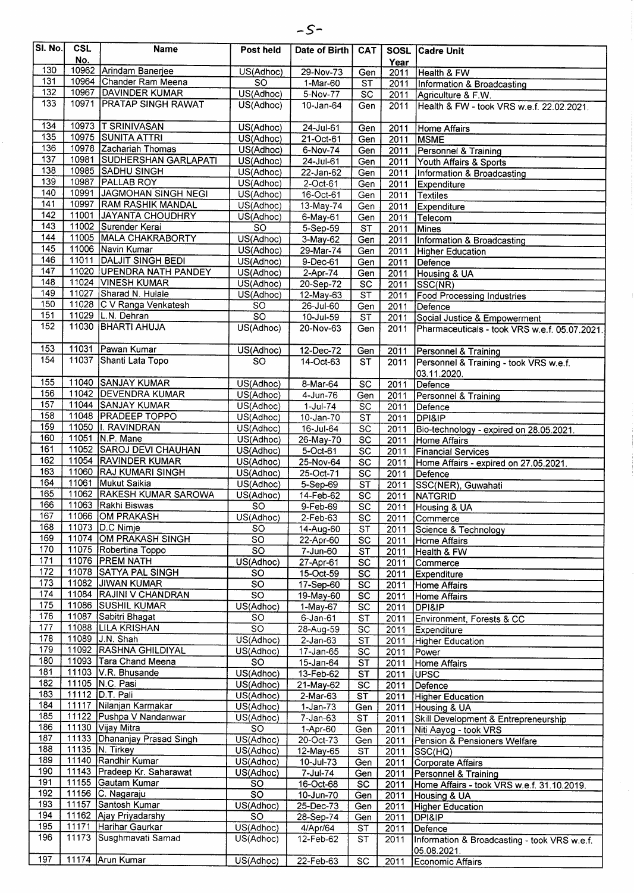| Sl. No. | CSL No. | Name | Post held | Date of Birth | CAT | SOSL Year | Cadre Unit |
|---|---|---|---|---|---|---|---|
| 130 | 10962 | Arindam Banerjee | US(Adhoc) | 29-Nov-73 | Gen | 2011 | Health & FW |
| 131 | 10964 | Chander Ram Meena | SO | 1-Mar-60 | ST | 2011 | Information & Broadcasting |
| 132 | 10967 | DAVINDER KUMAR | US(Adhoc) | 5-Nov-77 | SC | 2011 | Agriculture & F.W. |
| 133 | 10971 | PRATAP SINGH RAWAT | US(Adhoc) | 10-Jan-64 | Gen | 2011 | Health & FW - took VRS w.e.f. 22.02.2021. |
| 134 | 10973 | T SRINIVASAN | US(Adhoc) | 24-Jul-61 | Gen | 2011 | Home Affairs |
| 135 | 10975 | SUNITA ATTRI | US(Adhoc) | 21-Oct-61 | Gen | 2011 | MSME |
| 136 | 10978 | Zachariah Thomas | US(Adhoc) | 6-Nov-74 | Gen | 2011 | Personnel & Training |
| 137 | 10981 | SUDHERSHAN GARLAPATI | US(Adhoc) | 24-Jul-61 | Gen | 2011 | Youth Affairs & Sports |
| 138 | 10985 | SADHU SINGH | US(Adhoc) | 22-Jan-62 | Gen | 2011 | Information & Broadcasting |
| 139 | 10987 | PALLAB ROY | US(Adhoc) | 2-Oct-61 | Gen | 2011 | Expenditure |
| 140 | 10991 | JAGMOHAN SINGH NEGI | US(Adhoc) | 16-Oct-61 | Gen | 2011 | Textiles |
| 141 | 10997 | RAM RASHIK MANDAL | US(Adhoc) | 13-May-74 | Gen | 2011 | Expenditure |
| 142 | 11001 | JAYANTA CHOUDHRY | US(Adhoc) | 6-May-61 | Gen | 2011 | Telecom |
| 143 | 11002 | Surender Kerai | SO | 5-Sep-59 | ST | 2011 | Mines |
| 144 | 11005 | MALA CHAKRABORTY | US(Adhoc) | 3-May-62 | Gen | 2011 | Information & Broadcasting |
| 145 | 11006 | Navin Kumar | US(Adhoc) | 29-Mar-74 | Gen | 2011 | Higher Education |
| 146 | 11011 | DALJIT SINGH BEDI | US(Adhoc) | 9-Dec-61 | Gen | 2011 | Defence |
| 147 | 11020 | UPENDRA NATH PANDEY | US(Adhoc) | 2-Apr-74 | Gen | 2011 | Housing & UA |
| 148 | 11024 | VINESH KUMAR | US(Adhoc) | 20-Sep-72 | SC | 2011 | SSC(NR) |
| 149 | 11027 | Sharad N. Hulale | US(Adhoc) | 12-May-63 | ST | 2011 | Food Processing Industries |
| 150 | 11028 | C V Ranga Venkatesh | SO | 26-Jul-60 | Gen | 2011 | Defence |
| 151 | 11029 | L.N. Dehran | SO | 10-Jul-59 | ST | 2011 | Social Justice & Empowerment |
| 152 | 11030 | BHARTI AHUJA | US(Adhoc) | 20-Nov-63 | Gen | 2011 | Pharmaceuticals - took VRS w.e.f. 05.07.2021. |
| 153 | 11031 | Pawan Kumar | US(Adhoc) | 12-Dec-72 | Gen | 2011 | Personnel & Training |
| 154 | 11037 | Shanti Lata Topo | SO | 14-Oct-63 | ST | 2011 | Personnel & Training - took VRS w.e.f. 03.11.2020. |
| 155 | 11040 | SANJAY KUMAR | US(Adhoc) | 8-Mar-64 | SC | 2011 | Defence |
| 156 | 11042 | DEVENDRA KUMAR | US(Adhoc) | 4-Jun-76 | Gen | 2011 | Personnel & Training |
| 157 | 11044 | SANJAY KUMAR | US(Adhoc) | 1-Jul-74 | SC | 2011 | Defence |
| 158 | 11048 | PRADEEP TOPPO | US(Adhoc) | 10-Jan-70 | ST | 2011 | DPI&IP |
| 159 | 11050 | I. RAVINDRAN | US(Adhoc) | 16-Jul-64 | SC | 2011 | Bio-technology - expired on 28.05.2021. |
| 160 | 11051 | N.P. Mane | US(Adhoc) | 26-May-70 | SC | 2011 | Home Affairs |
| 161 | 11052 | SAROJ DEVI CHAUHAN | US(Adhoc) | 5-Oct-61 | SC | 2011 | Financial Services |
| 162 | 11054 | RAVINDER KUMAR | US(Adhoc) | 25-Nov-64 | SC | 2011 | Home Affairs - expired on 27.05.2021. |
| 163 | 11060 | RAJ KUMARI SINGH | US(Adhoc) | 25-Oct-71 | SC | 2011 | Defence |
| 164 | 11061 | Mukut Saikia | US(Adhoc) | 5-Sep-69 | ST | 2011 | SSC(NER), Guwahati |
| 165 | 11062 | RAKESH KUMAR SAROWA | US(Adhoc) | 14-Feb-62 | SC | 2011 | NATGRID |
| 166 | 11063 | Rakhi Biswas | SO | 9-Feb-69 | SC | 2011 | Housing & UA |
| 167 | 11066 | OM PRAKASH | US(Adhoc) | 2-Feb-63 | SC | 2011 | Commerce |
| 168 | 11073 | D.C Nimje | SO | 14-Aug-60 | ST | 2011 | Science & Technology |
| 169 | 11074 | OM PRAKASH SINGH | SO | 22-Apr-60 | SC | 2011 | Home Affairs |
| 170 | 11075 | Robertina Toppo | SO | 7-Jun-60 | ST | 2011 | Health & FW |
| 171 | 11076 | PREM NATH | US(Adhoc) | 27-Apr-61 | SC | 2011 | Commerce |
| 172 | 11078 | SATYA PAL SINGH | SO | 15-Oct-59 | SC | 2011 | Expenditure |
| 173 | 11082 | JIWAN KUMAR | SO | 17-Sep-60 | SC | 2011 | Home Affairs |
| 174 | 11084 | RAJINI V CHANDRAN | SO | 19-May-60 | SC | 2011 | Home Affairs |
| 175 | 11086 | SUSHIL KUMAR | US(Adhoc) | 1-May-67 | SC | 2011 | DPI&IP |
| 176 | 11087 | Sabitri Bhagat | SO | 6-Jan-61 | ST | 2011 | Environment, Forests & CC |
| 177 | 11088 | LILA KRISHAN | SO | 28-Aug-59 | SC | 2011 | Expenditure |
| 178 | 11089 | J.N. Shah | US(Adhoc) | 2-Jan-63 | ST | 2011 | Higher Education |
| 179 | 11092 | RASHNA GHILDIYAL | US(Adhoc) | 17-Jan-65 | SC | 2011 | Power |
| 180 | 11093 | Tara Chand Meena | SO | 15-Jan-64 | ST | 2011 | Home Affairs |
| 181 | 11103 | V.R. Bhusande | US(Adhoc) | 13-Feb-62 | ST | 2011 | UPSC |
| 182 | 11105 | N.C. Pasi | US(Adhoc) | 21-May-62 | SC | 2011 | Defence |
| 183 | 11112 | D.T. Pali | US(Adhoc) | 2-Mar-63 | ST | 2011 | Higher Education |
| 184 | 11117 | Nilanjan Karmakar | US(Adhoc) | 1-Jan-73 | Gen | 2011 | Housing & UA |
| 185 | 11122 | Pushpa V Nandanwar | US(Adhoc) | 7-Jan-63 | ST | 2011 | Skill Development & Entrepreneurship |
| 186 | 11130 | Vijay Mitra | SO | 1-Apr-60 | Gen | 2011 | Niti Aayog - took VRS |
| 187 | 11133 | Dhananjay Prasad Singh | US(Adhoc) | 20-Oct-73 | Gen | 2011 | Pension & Pensioners Welfare |
| 188 | 11135 | N. Tirkey | US(Adhoc) | 12-May-65 | ST | 2011 | SSC(HQ) |
| 189 | 11140 | Randhir Kumar | US(Adhoc) | 10-Jul-73 | Gen | 2011 | Corporate Affairs |
| 190 | 11143 | Pradeep Kr. Saharawat | US(Adhoc) | 7-Jul-74 | Gen | 2011 | Personnel & Training |
| 191 | 11155 | Gautam Kumar | SO | 16-Oct-68 | SC | 2011 | Home Affairs - took VRS w.e.f. 31.10.2019. |
| 192 | 11156 | C. Nagaraju | SO | 10-Jun-70 | Gen | 2011 | Housing & UA |
| 193 | 11157 | Santosh Kumar | US(Adhoc) | 25-Dec-73 | Gen | 2011 | Higher Education |
| 194 | 11162 | Ajay Priyadarshy | SO | 28-Sep-74 | Gen | 2011 | DPI&IP |
| 195 | 11171 | Harihar Gaurkar | US(Adhoc) | 4/Apr/64 | ST | 2011 | Defence |
| 196 | 11173 | Susghmavati Samad | US(Adhoc) | 12-Feb-62 | ST | 2011 | Information & Broadcasting - took VRS w.e.f. 05.08.2021. |
| 197 | 11174 | Arun Kumar | US(Adhoc) | 22-Feb-63 | SC | 2011 | Economic Affairs |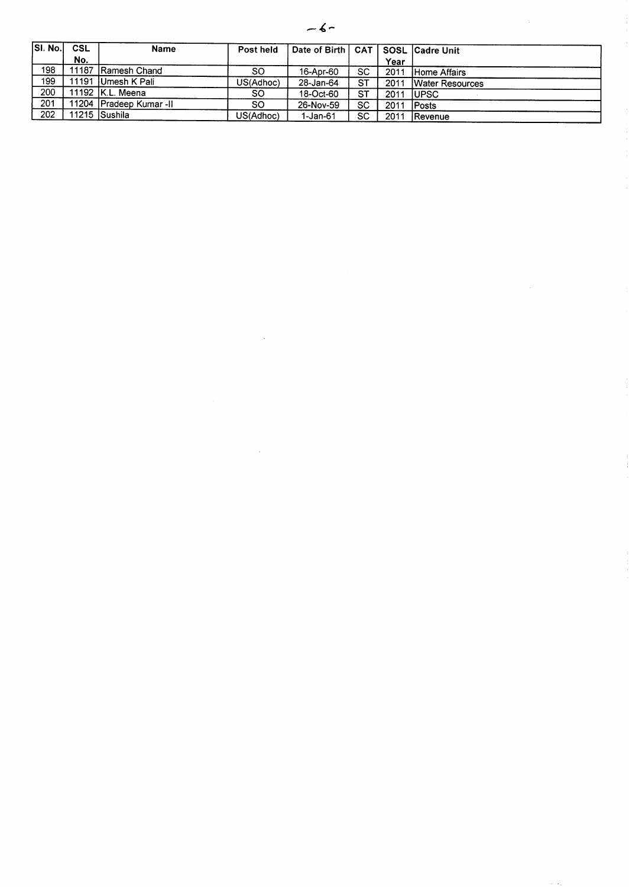| Sl. No. | CSL No. | Name | Post held | Date of Birth | CAT | SOSL Year | Cadre Unit |
|---|---|---|---|---|---|---|---|
| 198 | 11187 | Ramesh Chand | SO | 16-Apr-60 | SC | 2011 | Home Affairs |
| 199 | 11191 | Umesh K Pali | US(Adhoc) | 28-Jan-64 | ST | 2011 | Water Resources |
| 200 | 11192 | K.L. Meena | SO | 18-Oct-60 | ST | 2011 | UPSC |
| 201 | 11204 | Pradeep Kumar -II | SO | 26-Nov-59 | SC | 2011 | Posts |
| 202 | 11215 | Sushila | US(Adhoc) | 1-Jan-61 | SC | 2011 | Revenue |